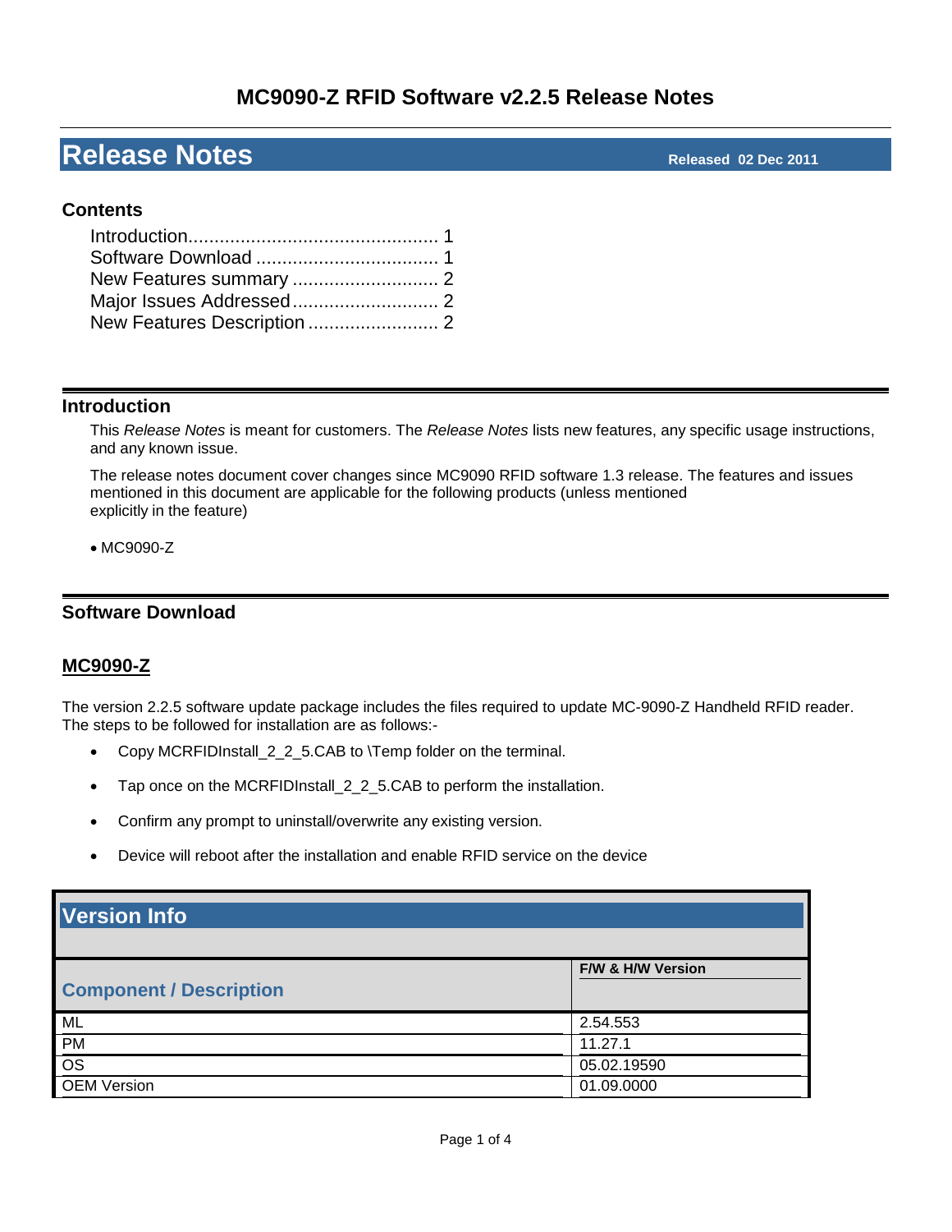# MC9090-Z RFID Software v2.2.5 Release Notes

## Release Notes

**Released 02 Dec 2011**

### Contents

- Introduction ........................................ 1
- Software Download .................................. 1
- New Features summary ............................. 2
- Major Issues Addressed ............................ 2
- New Features Description .......................... 2

## Introduction

This *Release Notes* is meant for customers. The *Release Notes* lists new features, any specific usage instructions, and any known issue.

The release notes document cover changes since MC9090 RFID software 1.3 release. The features and issues mentioned in this document are applicable for the following products (unless mentioned explicitly in the feature)

- MC9090-Z

## Software Download

### MC9090-Z

The version 2.2.5 software update package includes the files required to update MC-9090-Z Handheld RFID reader. The steps to be followed for installation are as follows:-

- Copy MCRFIDInstall_2_2_5.CAB to \Temp folder on the terminal.
- Tap once on the MCRFIDInstall_2_2_5.CAB to perform the installation.
- Confirm any prompt to uninstall/overwrite any existing version.
- Device will reboot after the installation and enable RFID service on the device

### Version Info

| Component / Description | F/W & H/W Version |
|---|---|
| ML | 2.54.553 |
| PM | 11.27.1 |
| OS | 05.02.19590 |
| OEM Version | 01.09.0000 |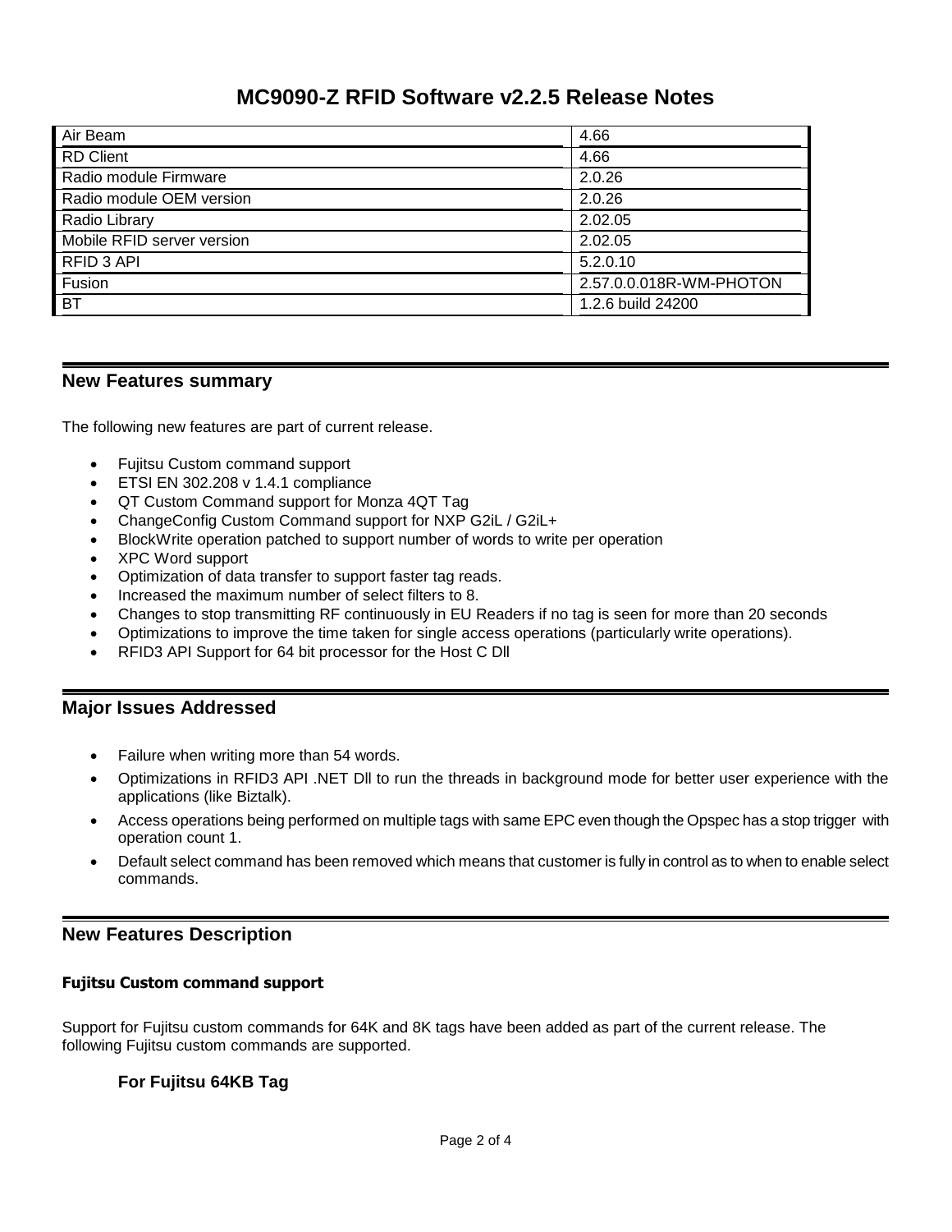# MC9090-Z RFID Software v2.2.5 Release Notes

| Component | Version |
|---|---|
| Air Beam | 4.66 |
| RD Client | 4.66 |
| Radio module Firmware | 2.0.26 |
| Radio module OEM version | 2.0.26 |
| Radio Library | 2.02.05 |
| Mobile RFID server version | 2.02.05 |
| RFID 3 API | 5.2.0.10 |
| Fusion | 2.57.0.0.018R-WM-PHOTON |
| BT | 1.2.6 build 24200 |

## New Features summary

The following new features are part of current release.

- Fujitsu Custom command support
- ETSI EN 302.208 v 1.4.1 compliance
- QT Custom Command support for Monza 4QT Tag
- ChangeConfig Custom Command support for NXP G2iL / G2iL+
- BlockWrite operation patched to support number of words to write per operation
- XPC Word support
- Optimization of data transfer to support faster tag reads.
- Increased the maximum number of select filters to 8.
- Changes to stop transmitting RF continuously in EU Readers if no tag is seen for more than 20 seconds
- Optimizations to improve the time taken for single access operations (particularly write operations).
- RFID3 API Support for 64 bit processor for the Host C Dll

## Major Issues Addressed

- Failure when writing more than 54 words.
- Optimizations in RFID3 API .NET Dll to run the threads in background mode for better user experience with the applications (like Biztalk).
- Access operations being performed on multiple tags with same EPC even though the Opspec has a stop trigger with operation count 1.
- Default select command has been removed which means that customer is fully in control as to when to enable select commands.

## New Features Description

#### Fujitsu Custom command support

Support for Fujitsu custom commands for 64K and 8K tags have been added as part of the current release. The following Fujitsu custom commands are supported.

### For Fujitsu 64KB Tag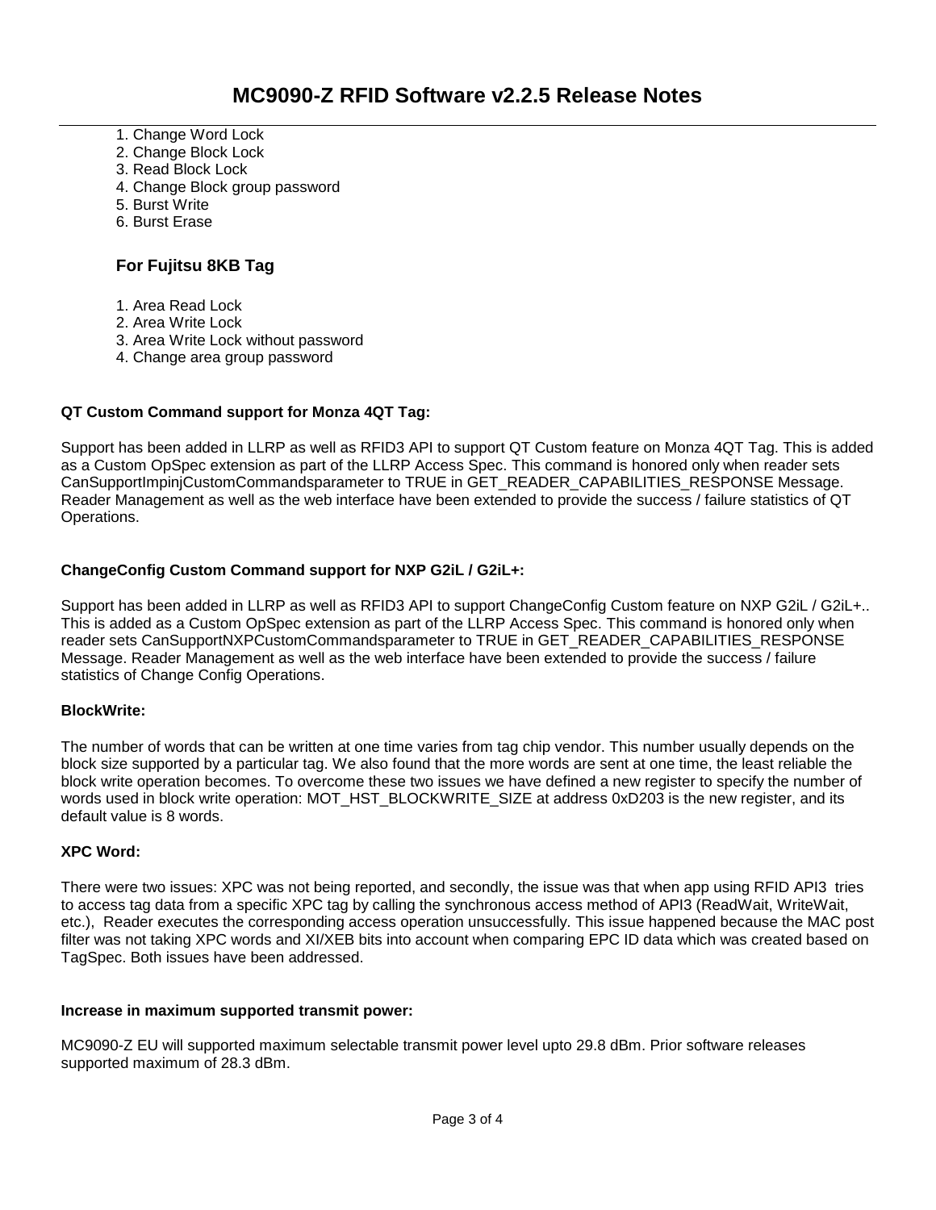1. Change Word Lock
2. Change Block Lock
3. Read Block Lock
4. Change Block group password
5. Burst Write
6. Burst Erase

### For Fujitsu 8KB Tag

1. Area Read Lock
2. Area Write Lock
3. Area Write Lock without password
4. Change area group password

**QT Custom Command support for Monza 4QT Tag:**

Support has been added in LLRP as well as RFID3 API to support QT Custom feature on Monza 4QT Tag. This is added as a Custom OpSpec extension as part of the LLRP Access Spec. This command is honored only when reader sets CanSupportImpinjCustomCommandsparameter to TRUE in GET_READER_CAPABILITIES_RESPONSE Message. Reader Management as well as the web interface have been extended to provide the success / failure statistics of QT Operations.

**ChangeConfig Custom Command support for NXP G2iL / G2iL+:**

Support has been added in LLRP as well as RFID3 API to support ChangeConfig Custom feature on NXP G2iL / G2iL+.. This is added as a Custom OpSpec extension as part of the LLRP Access Spec. This command is honored only when reader sets CanSupportNXPCustomCommandsparameter to TRUE in GET_READER_CAPABILITIES_RESPONSE Message. Reader Management as well as the web interface have been extended to provide the success / failure statistics of Change Config Operations.

**BlockWrite:**

The number of words that can be written at one time varies from tag chip vendor. This number usually depends on the block size supported by a particular tag. We also found that the more words are sent at one time, the least reliable the block write operation becomes. To overcome these two issues we have defined a new register to specify the number of words used in block write operation: MOT_HST_BLOCKWRITE_SIZE at address 0xD203 is the new register, and its default value is 8 words.

**XPC Word:**

There were two issues: XPC was not being reported, and secondly, the issue was that when app using RFID API3 tries to access tag data from a specific XPC tag by calling the synchronous access method of API3 (ReadWait, WriteWait, etc.), Reader executes the corresponding access operation unsuccessfully. This issue happened because the MAC post filter was not taking XPC words and XI/XEB bits into account when comparing EPC ID data which was created based on TagSpec. Both issues have been addressed.

**Increase in maximum supported transmit power:**

MC9090-Z EU will supported maximum selectable transmit power level upto 29.8 dBm. Prior software releases supported maximum of 28.3 dBm.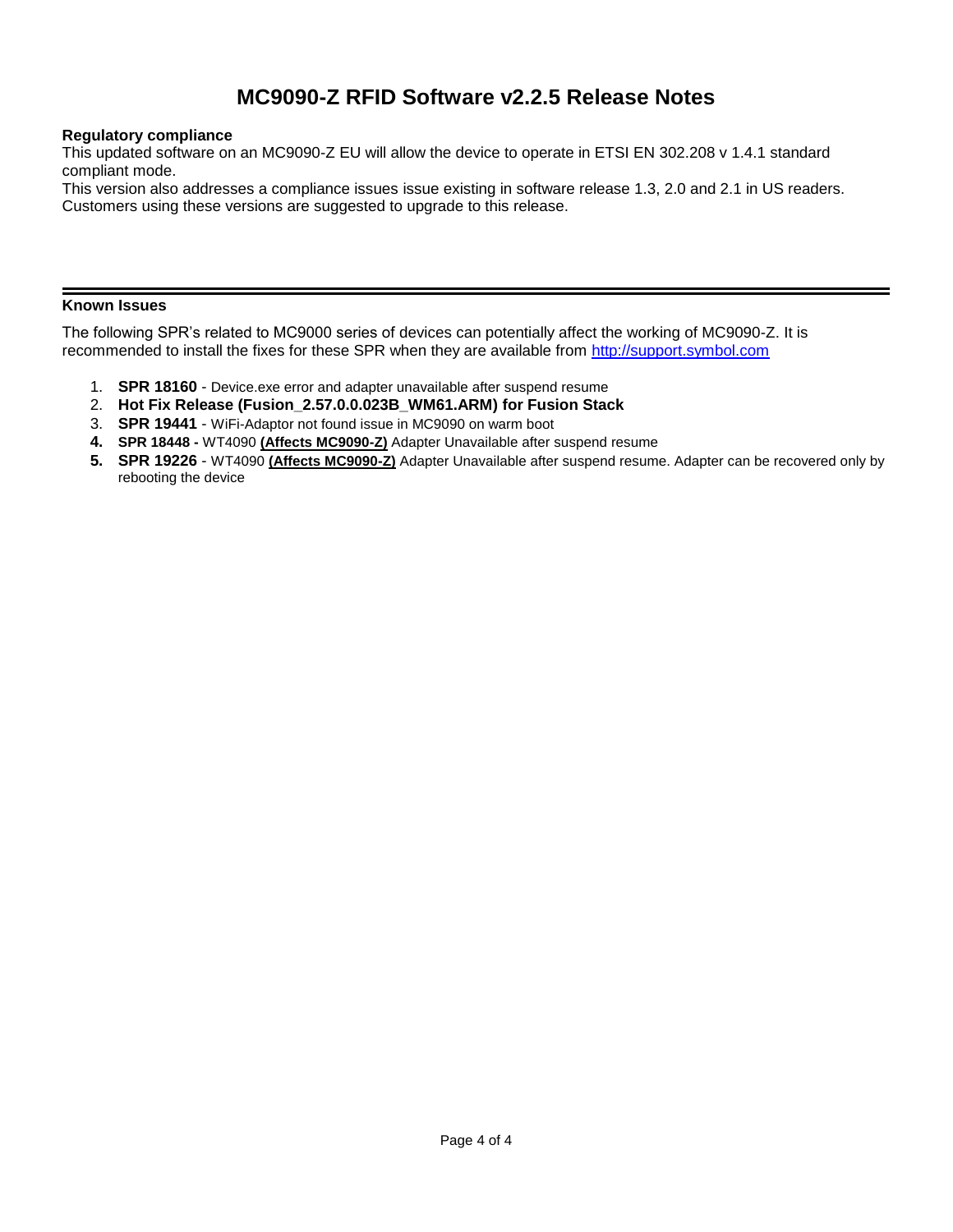# MC9090-Z RFID Software v2.2.5 Release Notes

**Regulatory compliance**

This updated software on an MC9090-Z EU will allow the device to operate in ETSI EN 302.208 v 1.4.1 standard compliant mode.

This version also addresses a compliance issues issue existing in software release 1.3, 2.0 and 2.1 in US readers. Customers using these versions are suggested to upgrade to this release.

---

**Known Issues**

The following SPR's related to MC9000 series of devices can potentially affect the working of MC9090-Z. It is recommended to install the fixes for these SPR when they are available from [http://support.symbol.com](http://support.symbol.com)

1. **SPR 18160** - Device.exe error and adapter unavailable after suspend resume
2. **Hot Fix Release (Fusion_2.57.0.0.023B_WM61.ARM) for Fusion Stack**
3. **SPR 19441** - WiFi-Adaptor not found issue in MC9090 on warm boot
4. **SPR 18448 -** WT4090 **(Affects MC9090-Z)** Adapter Unavailable after suspend resume
5. **SPR 19226** - WT4090 **(Affects MC9090-Z)** Adapter Unavailable after suspend resume. Adapter can be recovered only by rebooting the device